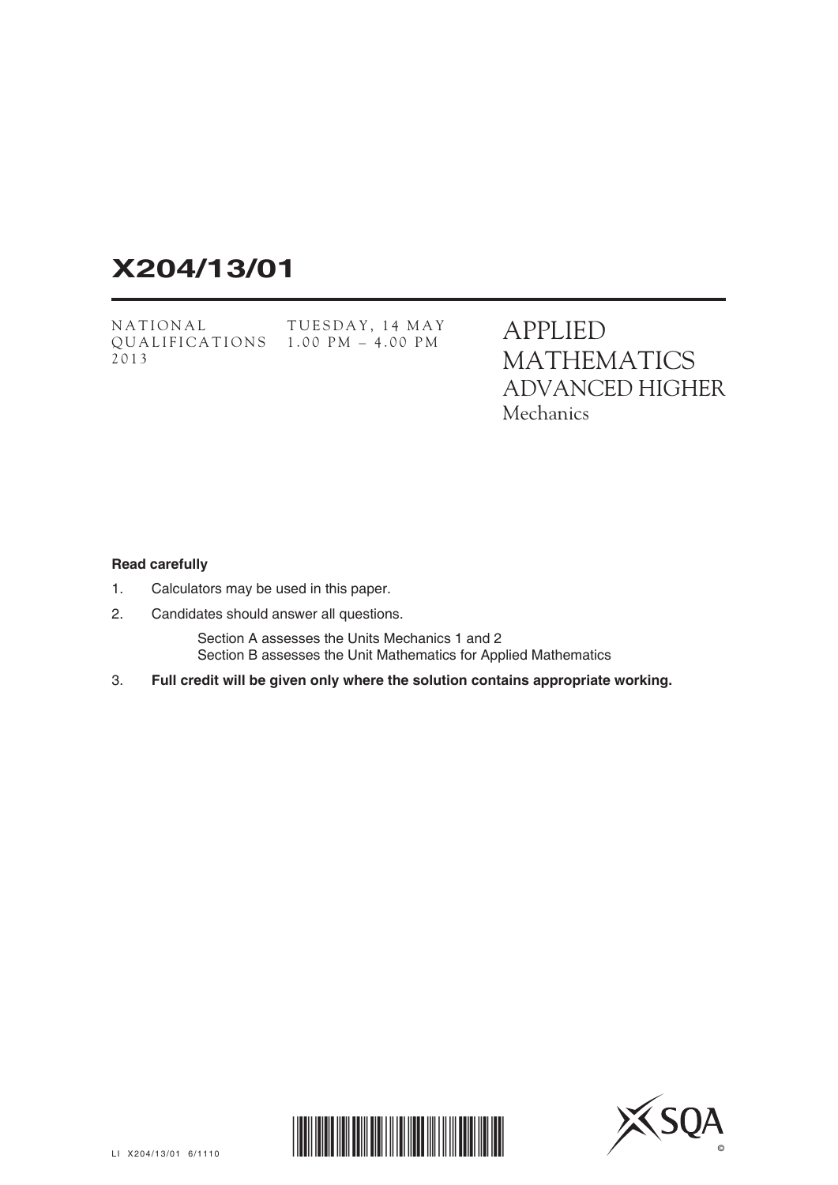# X204/13/01

NATIONAL QUALIFICATIONS 2013

TUESDAY, 14 MAY 1.00 PM – 4.00 PM

# APPLIED MATHEMATICS ADVANCED HIGHER Mechanics

**Read carefully**

1. Calculators may be used in this paper.
2. Candidates should answer all questions.

   Section A assesses the Units Mechanics 1 and 2
   Section B assesses the Unit Mathematics for Applied Mathematics

3. **Full credit will be given only where the solution contains appropriate working.**

LI X204/13/01 6/1110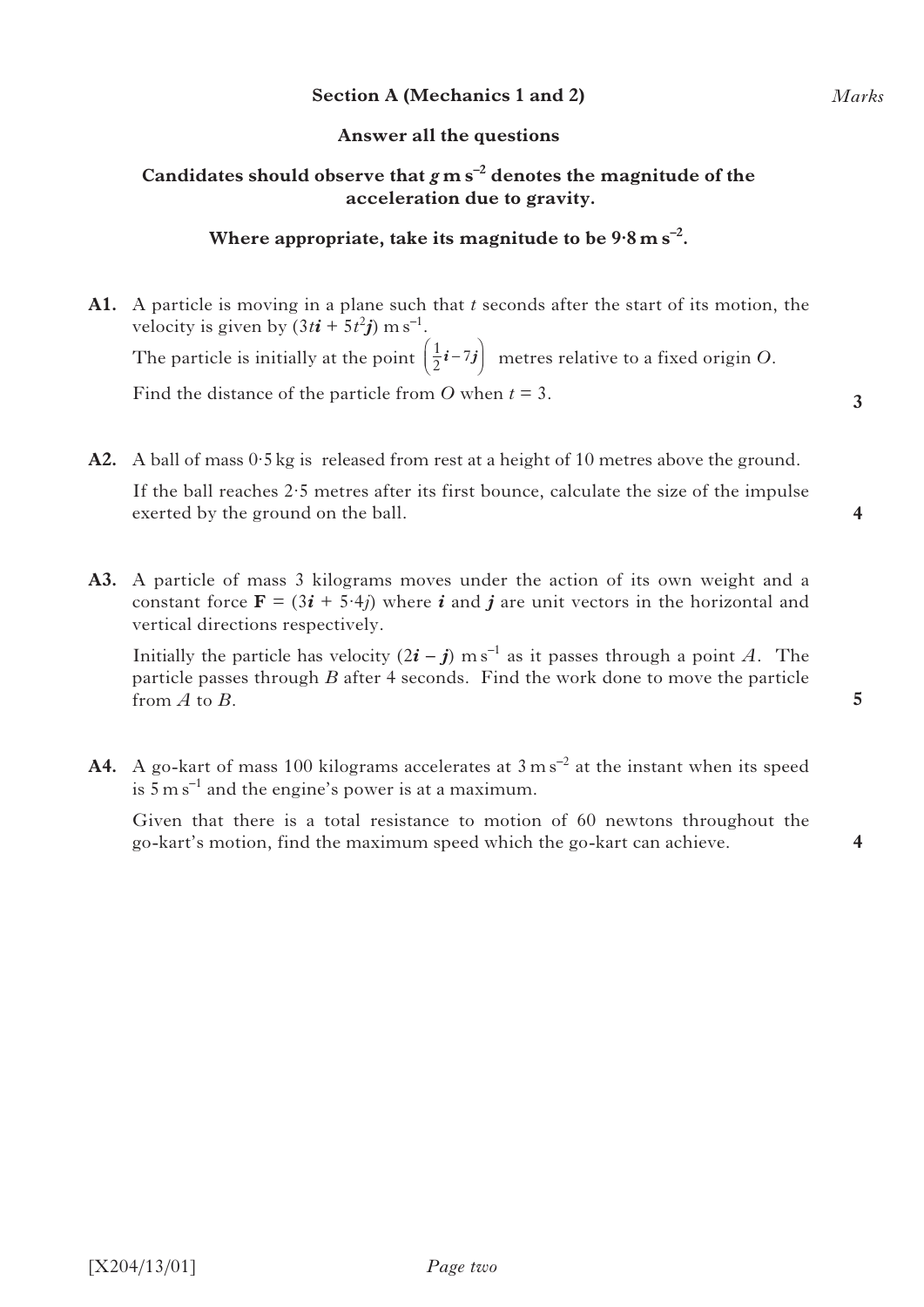**Section A (Mechanics 1 and 2)** *Marks*

**Answer all the questions**

**Candidates should observe that $g$ m s$^{-2}$ denotes the magnitude of the acceleration due to gravity.**

**Where appropriate, take its magnitude to be 9·8 m s$^{-2}$.**

**A1.** A particle is moving in a plane such that $t$ seconds after the start of its motion, the velocity is given by $(3t\boldsymbol{i} + 5t^2\boldsymbol{j})$ m s$^{-1}$.

The particle is initially at the point $\left(\frac{1}{2}\boldsymbol{i} - 7\boldsymbol{j}\right)$ metres relative to a fixed origin $O$.

Find the distance of the particle from $O$ when $t = 3$. **3**

**A2.** A ball of mass 0·5 kg is released from rest at a height of 10 metres above the ground.

If the ball reaches 2·5 metres after its first bounce, calculate the size of the impulse exerted by the ground on the ball. **4**

**A3.** A particle of mass 3 kilograms moves under the action of its own weight and a constant force $\mathbf{F} = (3\boldsymbol{i} + 5{\cdot}4j)$ where $\boldsymbol{i}$ and $\boldsymbol{j}$ are unit vectors in the horizontal and vertical directions respectively.

Initially the particle has velocity $(2\boldsymbol{i} - \boldsymbol{j})$ m s$^{-1}$ as it passes through a point $A$. The particle passes through $B$ after 4 seconds. Find the work done to move the particle from $A$ to $B$. **5**

**A4.** A go-kart of mass 100 kilograms accelerates at 3 m s$^{-2}$ at the instant when its speed is 5 m s$^{-1}$ and the engine's power is at a maximum.

Given that there is a total resistance to motion of 60 newtons throughout the go-kart's motion, find the maximum speed which the go-kart can achieve. **4**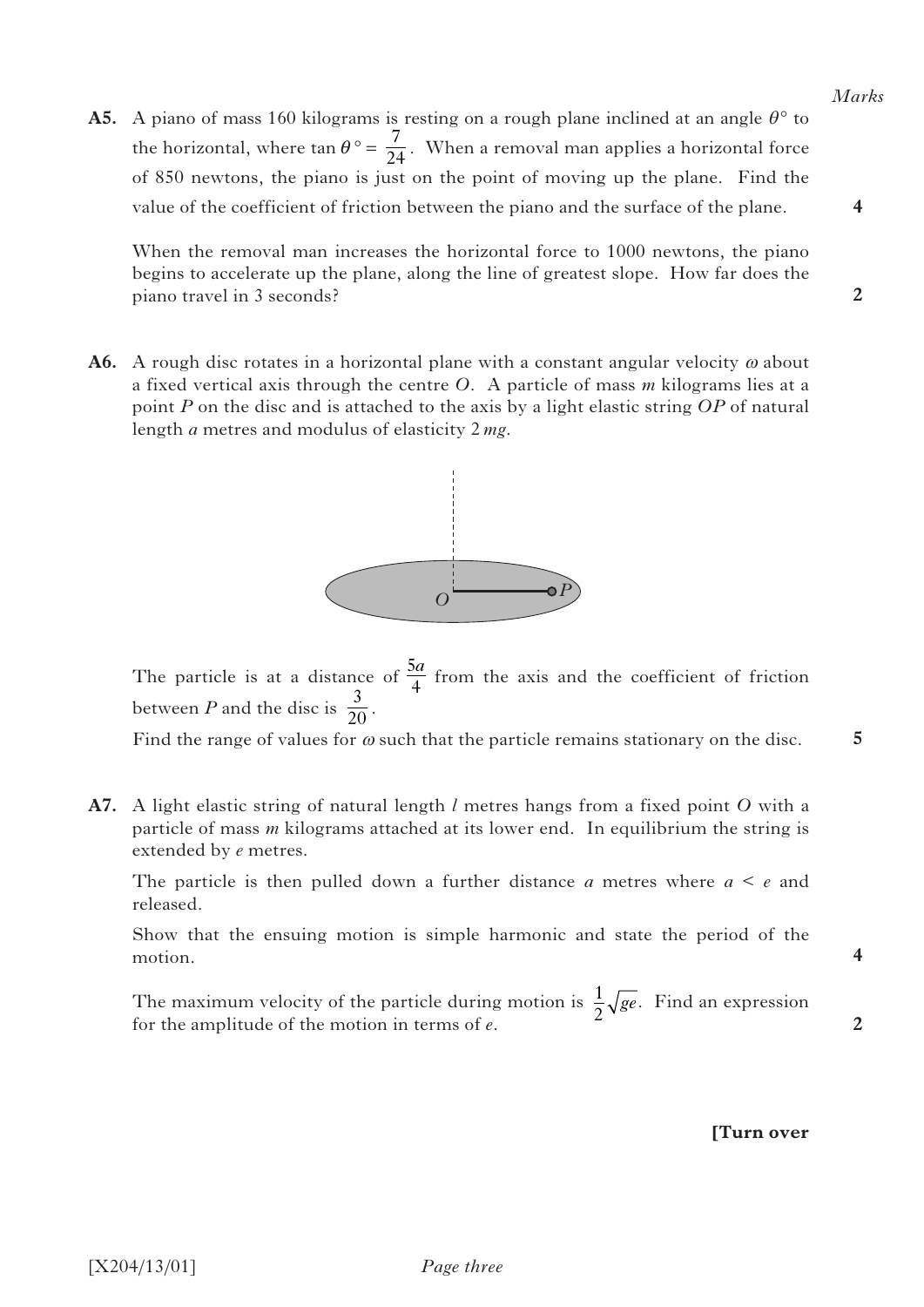Marks

**A5.** A piano of mass 160 kilograms is resting on a rough plane inclined at an angle $\theta°$ to the horizontal, where $\tan \theta° = \frac{7}{24}$. When a removal man applies a horizontal force of 850 newtons, the piano is just on the point of moving up the plane. Find the value of the coefficient of friction between the piano and the surface of the plane. **4**

When the removal man increases the horizontal force to 1000 newtons, the piano begins to accelerate up the plane, along the line of greatest slope. How far does the piano travel in 3 seconds? **2**

**A6.** A rough disc rotates in a horizontal plane with a constant angular velocity $\omega$ about a fixed vertical axis through the centre $O$. A particle of mass $m$ kilograms lies at a point $P$ on the disc and is attached to the axis by a light elastic string $OP$ of natural length $a$ metres and modulus of elasticity $2\,mg$.

The particle is at a distance of $\frac{5a}{4}$ from the axis and the coefficient of friction between $P$ and the disc is $\frac{3}{20}$.

Find the range of values for $\omega$ such that the particle remains stationary on the disc. **5**

**A7.** A light elastic string of natural length $l$ metres hangs from a fixed point $O$ with a particle of mass $m$ kilograms attached at its lower end. In equilibrium the string is extended by $e$ metres.

The particle is then pulled down a further distance $a$ metres where $a < e$ and released.

Show that the ensuing motion is simple harmonic and state the period of the motion. **4**

The maximum velocity of the particle during motion is $\frac{1}{2}\sqrt{ge}$. Find an expression for the amplitude of the motion in terms of $e$. **2**

**[Turn over**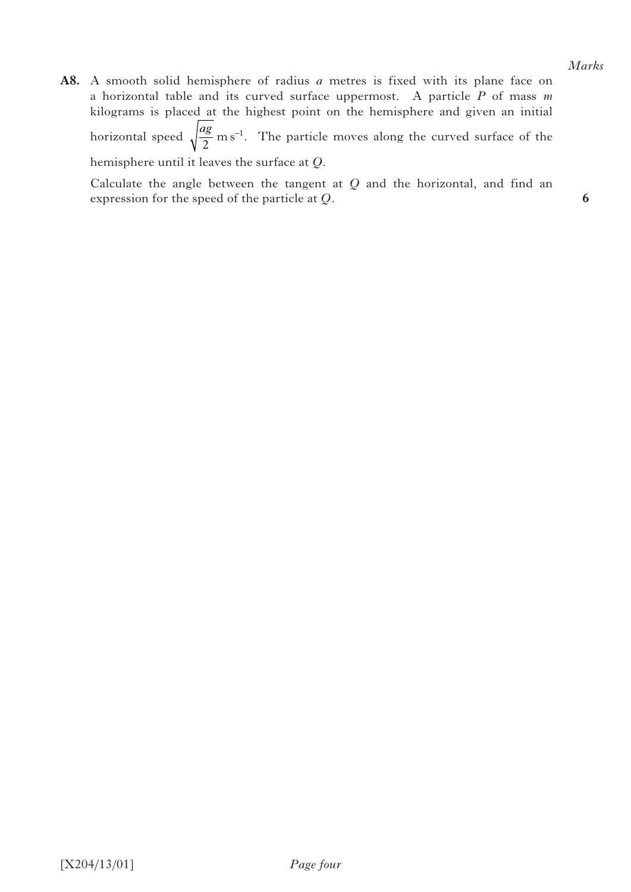Marks

**A8.** A smooth solid hemisphere of radius $a$ metres is fixed with its plane face on a horizontal table and its curved surface uppermost. A particle $P$ of mass $m$ kilograms is placed at the highest point on the hemisphere and given an initial horizontal speed $\sqrt{\dfrac{ag}{2}}\,\text{m s}^{-1}$. The particle moves along the curved surface of the hemisphere until it leaves the surface at $Q$.

Calculate the angle between the tangent at $Q$ and the horizontal, and find an expression for the speed of the particle at $Q$. **6**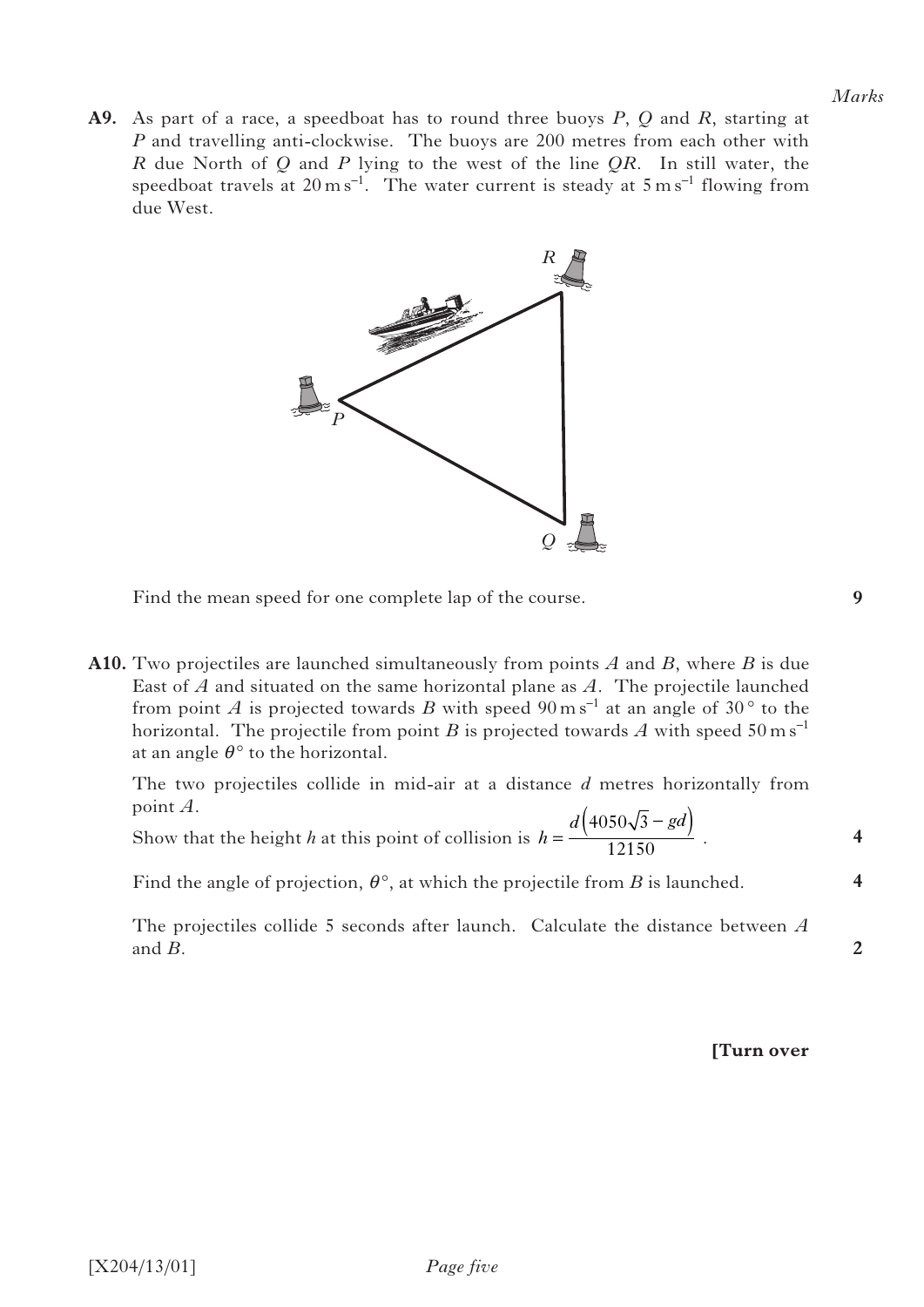**A9.** As part of a race, a speedboat has to round three buoys $P$, $Q$ and $R$, starting at $P$ and travelling anti-clockwise. The buoys are 200 metres from each other with $R$ due North of $Q$ and $P$ lying to the west of the line $QR$. In still water, the speedboat travels at $20\,\text{m}\,\text{s}^{-1}$. The water current is steady at $5\,\text{m}\,\text{s}^{-1}$ flowing from due West.

Find the mean speed for one complete lap of the course. **9**

**A10.** Two projectiles are launched simultaneously from points $A$ and $B$, where $B$ is due East of $A$ and situated on the same horizontal plane as $A$. The projectile launched from point $A$ is projected towards $B$ with speed $90\,\text{m}\,\text{s}^{-1}$ at an angle of $30°$ to the horizontal. The projectile from point $B$ is projected towards $A$ with speed $50\,\text{m}\,\text{s}^{-1}$ at an angle $\theta°$ to the horizontal.

The two projectiles collide in mid-air at a distance $d$ metres horizontally from point $A$.

Show that the height $h$ at this point of collision is $h = \dfrac{d\left(4050\sqrt{3} - gd\right)}{12150}$. **4**

Find the angle of projection, $\theta°$, at which the projectile from $B$ is launched. **4**

The projectiles collide 5 seconds after launch. Calculate the distance between $A$ and $B$. **2**

**[Turn over**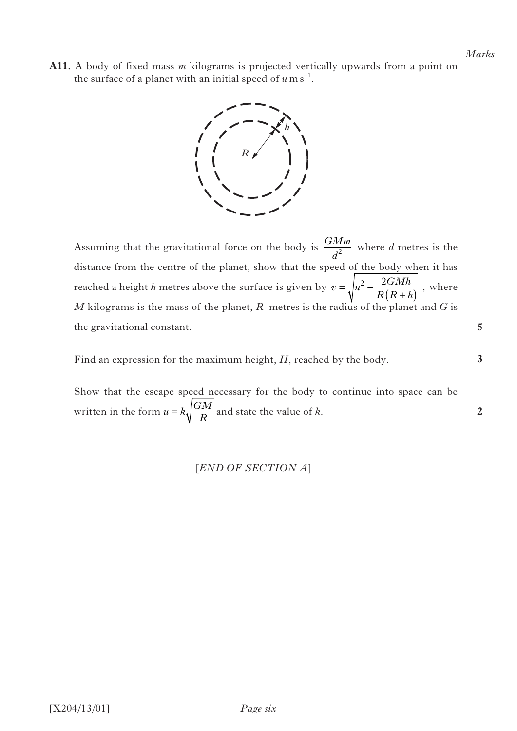*Marks*

**A11.** A body of fixed mass $m$ kilograms is projected vertically upwards from a point on the surface of a planet with an initial speed of $u\,\text{m s}^{-1}$.

Assuming that the gravitational force on the body is $\dfrac{GMm}{d^2}$ where $d$ metres is the distance from the centre of the planet, show that the speed of the body when it has reached a height $h$ metres above the surface is given by $v = \sqrt{u^2 - \dfrac{2GMh}{R(R+h)}}$ , where $M$ kilograms is the mass of the planet, $R$ metres is the radius of the planet and $G$ is the gravitational constant. **5**

Find an expression for the maximum height, $H$, reached by the body. **3**

Show that the escape speed necessary for the body to continue into space can be written in the form $u = k\sqrt{\dfrac{GM}{R}}$ and state the value of $k$. **2**

[*END OF SECTION A*]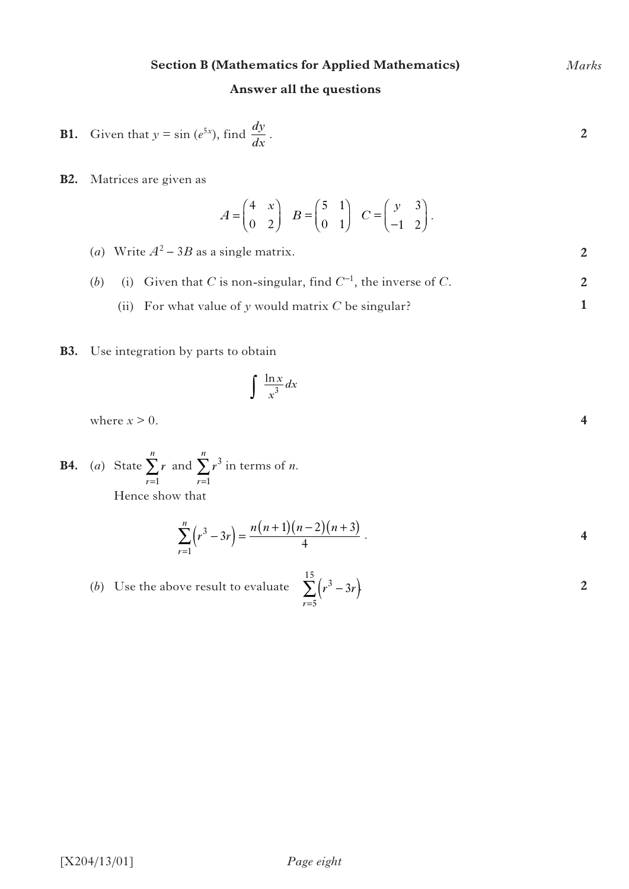## Section B (Mathematics for Applied Mathematics)

*Marks*

**Answer all the questions**

**B1.** Given that $y = \sin(e^{5x})$, find $\dfrac{dy}{dx}$. **2**

**B2.** Matrices are given as

$$A = \begin{pmatrix} 4 & x \\ 0 & 2 \end{pmatrix} \quad B = \begin{pmatrix} 5 & 1 \\ 0 & 1 \end{pmatrix} \quad C = \begin{pmatrix} y & 3 \\ -1 & 2 \end{pmatrix}.$$

(*a*) Write $A^2 - 3B$ as a single matrix. **2**

(*b*) (i) Given that $C$ is non-singular, find $C^{-1}$, the inverse of $C$. **2**

(ii) For what value of $y$ would matrix $C$ be singular? **1**

**B3.** Use integration by parts to obtain

$$\int \frac{\ln x}{x^3}\,dx$$

where $x > 0$. **4**

**B4.** (*a*) State $\displaystyle\sum_{r=1}^{n} r$ and $\displaystyle\sum_{r=1}^{n} r^3$ in terms of $n$.

Hence show that

$$\sum_{r=1}^{n}\left(r^3 - 3r\right) = \frac{n(n+1)(n-2)(n+3)}{4}.$$ **4**

(*b*) Use the above result to evaluate $\displaystyle\sum_{r=5}^{15}\left(r^3 - 3r\right)$. **2**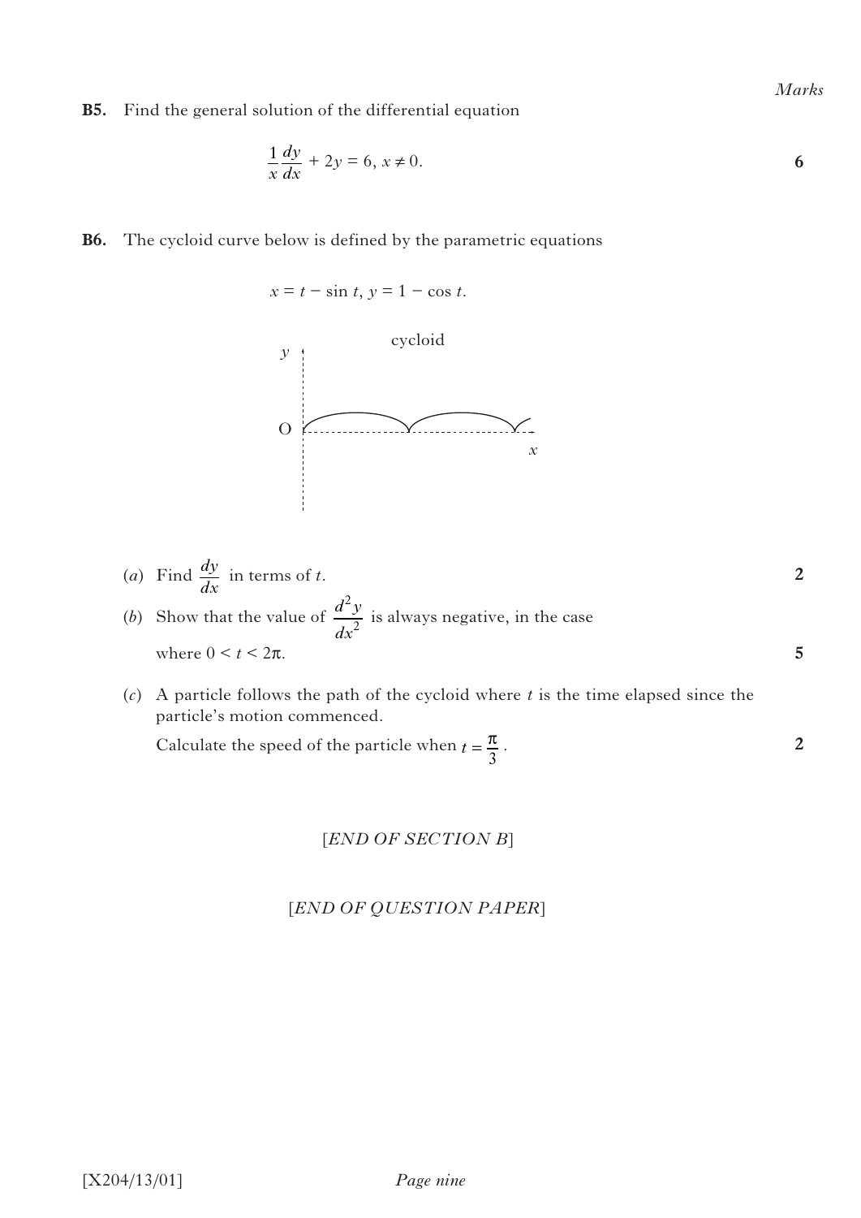*Marks*

**B5.** Find the general solution of the differential equation

$$\frac{1}{x}\frac{dy}{dx} + 2y = 6,\ x \neq 0.$$ **6**

**B6.** The cycloid curve below is defined by the parametric equations

$$x = t - \sin t,\ y = 1 - \cos t.$$

cycloid

y

O

x

(*a*) Find $\dfrac{dy}{dx}$ in terms of $t$. **2**

(*b*) Show that the value of $\dfrac{d^2y}{dx^2}$ is always negative, in the case where $0 < t < 2\pi$. **5**

(*c*) A particle follows the path of the cycloid where $t$ is the time elapsed since the particle's motion commenced.

Calculate the speed of the particle when $t = \dfrac{\pi}{3}$. **2**

[*END OF SECTION B*]

[*END OF QUESTION PAPER*]